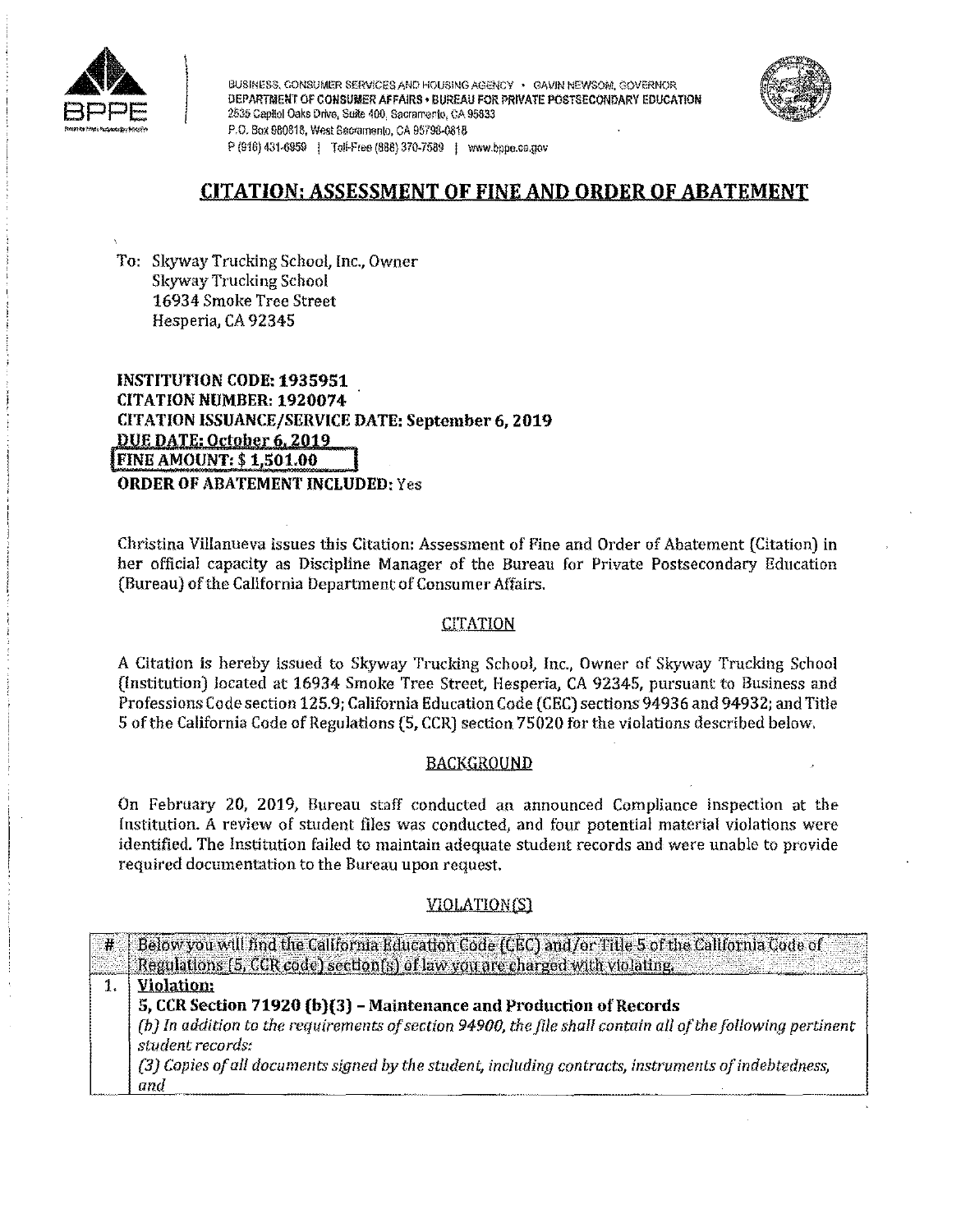BUSINESS, CONSUMER SERVICES AND HOUSING AGENCY • GAVIN NEWSOM, GOVERNOR
DEPARTMENT OF CONSUMER AFFAIRS • BUREAU FOR PRIVATE POSTSECONDARY EDUCATION
2535 Capitol Oaks Drive, Suite 400, Sacramento, CA 95833
P.O. Box 980818, West Sacramento, CA 95798-0818
P (916) 431-6959 | Toll-Free (888) 370-7589 | www.bppe.ca.gov

# CITATION: ASSESSMENT OF FINE AND ORDER OF ABATEMENT

To: Skyway Trucking School, Inc., Owner
Skyway Trucking School
16934 Smoke Tree Street
Hesperia, CA 92345

**INSTITUTION CODE: 1935951**
**CITATION NUMBER: 1920074**
**CITATION ISSUANCE/SERVICE DATE: September 6, 2019**
**DUE DATE: October 6, 2019**
**FINE AMOUNT: $ 1,501.00**
**ORDER OF ABATEMENT INCLUDED:** Yes

Christina Villanueva issues this Citation: Assessment of Fine and Order of Abatement (Citation) in her official capacity as Discipline Manager of the Bureau for Private Postsecondary Education (Bureau) of the California Department of Consumer Affairs.

## CITATION

A Citation is hereby issued to Skyway Trucking School, Inc., Owner of Skyway Trucking School (Institution) located at 16934 Smoke Tree Street, Hesperia, CA 92345, pursuant to Business and Professions Code section 125.9; California Education Code (CEC) sections 94936 and 94932; and Title 5 of the California Code of Regulations (5, CCR) section 75020 for the violations described below.

## BACKGROUND

On February 20, 2019, Bureau staff conducted an announced Compliance inspection at the Institution. A review of student files was conducted, and four potential material violations were identified. The Institution failed to maintain adequate student records and were unable to provide required documentation to the Bureau upon request.

## VIOLATION(S)

| # | Below you will find the California Education Code (CEC) and/or Title 5 of the California Code of Regulations (5, CCR code) section(s) of law you are charged with violating. |
|---|---|
| 1. | **Violation:**<br>**5, CCR Section 71920 (b)(3) – Maintenance and Production of Records**<br>*(b) In addition to the requirements of section 94900, the file shall contain all of the following pertinent student records:*<br>*(3) Copies of all documents signed by the student, including contracts, instruments of indebtedness, and* |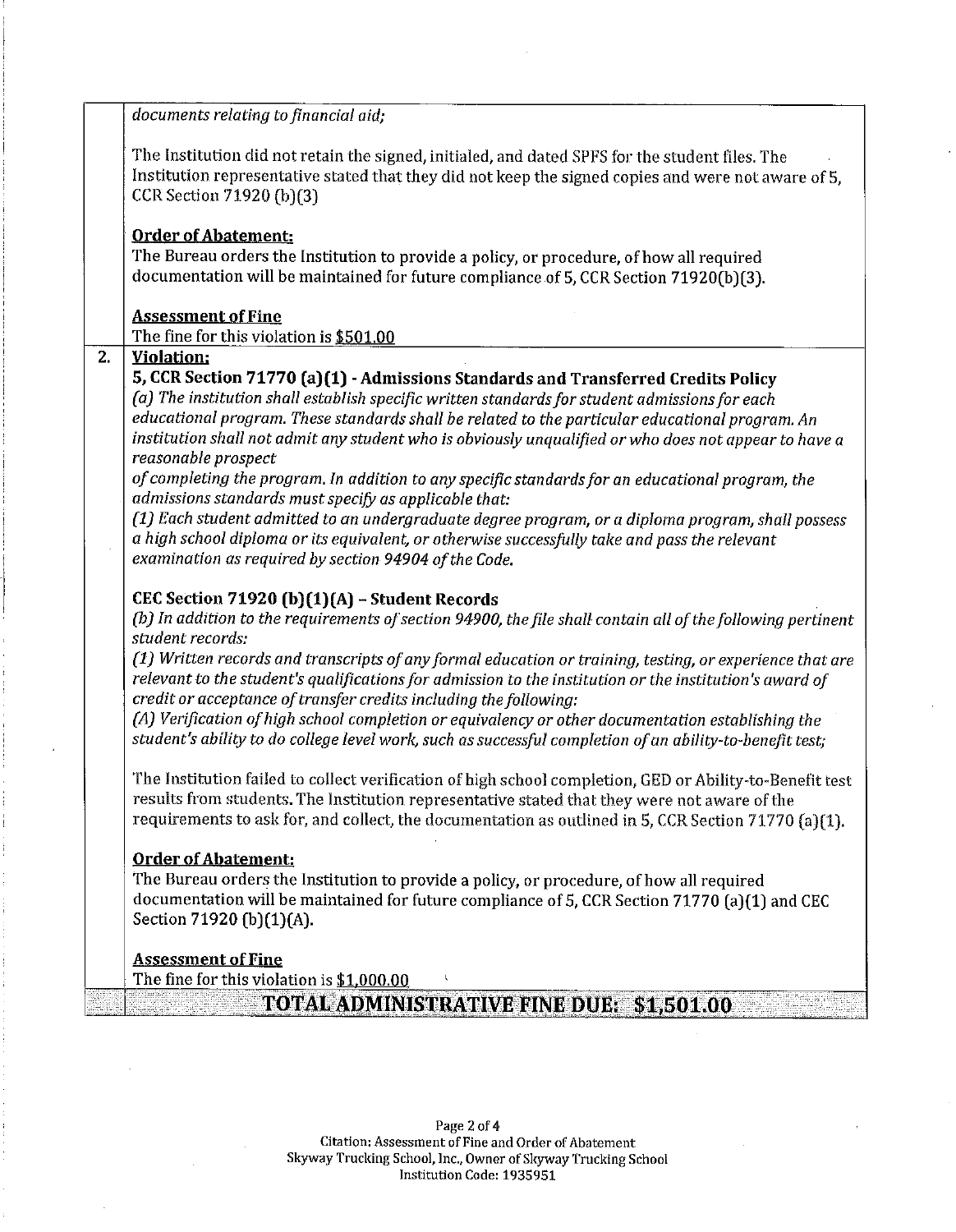| | |
|---|---|
| | *documents relating to financial aid;*<br><br>The Institution did not retain the signed, initialed, and dated SPFS for the student files. The Institution representative stated that they did not keep the signed copies and were not aware of 5, CCR Section 71920 (b)(3)<br><br>**Order of Abatement:**<br>The Bureau orders the Institution to provide a policy, or procedure, of how all required documentation will be maintained for future compliance of 5, CCR Section 71920(b)(3).<br><br>**Assessment of Fine**<br>The fine for this violation is **$501.00** |
| **2.** | **Violation:**<br>**5, CCR Section 71770 (a)(1) - Admissions Standards and Transferred Credits Policy**<br>*(a) The institution shall establish specific written standards for student admissions for each educational program. These standards shall be related to the particular educational program. An institution shall not admit any student who is obviously unqualified or who does not appear to have a reasonable prospect of completing the program. In addition to any specific standards for an educational program, the admissions standards must specify as applicable that:*<br>*(1) Each student admitted to an undergraduate degree program, or a diploma program, shall possess a high school diploma or its equivalent, or otherwise successfully take and pass the relevant examination as required by section 94904 of the Code.*<br><br>**CEC Section 71920 (b)(1)(A) – Student Records**<br>*(b) In addition to the requirements of section 94900, the file shall contain all of the following pertinent student records:*<br>*(1) Written records and transcripts of any formal education or training, testing, or experience that are relevant to the student's qualifications for admission to the institution or the institution's award of credit or acceptance of transfer credits including the following:*<br>*(A) Verification of high school completion or equivalency or other documentation establishing the student's ability to do college level work, such as successful completion of an ability-to-benefit test;*<br><br>The Institution failed to collect verification of high school completion, GED or Ability-to-Benefit test results from students. The Institution representative stated that they were not aware of the requirements to ask for, and collect, the documentation as outlined in 5, CCR Section 71770 (a)(1).<br><br>**Order of Abatement:**<br>The Bureau orders the Institution to provide a policy, or procedure, of how all required documentation will be maintained for future compliance of 5, CCR Section 71770 (a)(1) and CEC Section 71920 (b)(1)(A).<br><br>**Assessment of Fine**<br>The fine for this violation is **$1,000.00** |
| | **TOTAL ADMINISTRATIVE FINE DUE: $1,501.00** |

Citation: Assessment of Fine and Order of Abatement
Skyway Trucking School, Inc., Owner of Skyway Trucking School
Institution Code: 1935951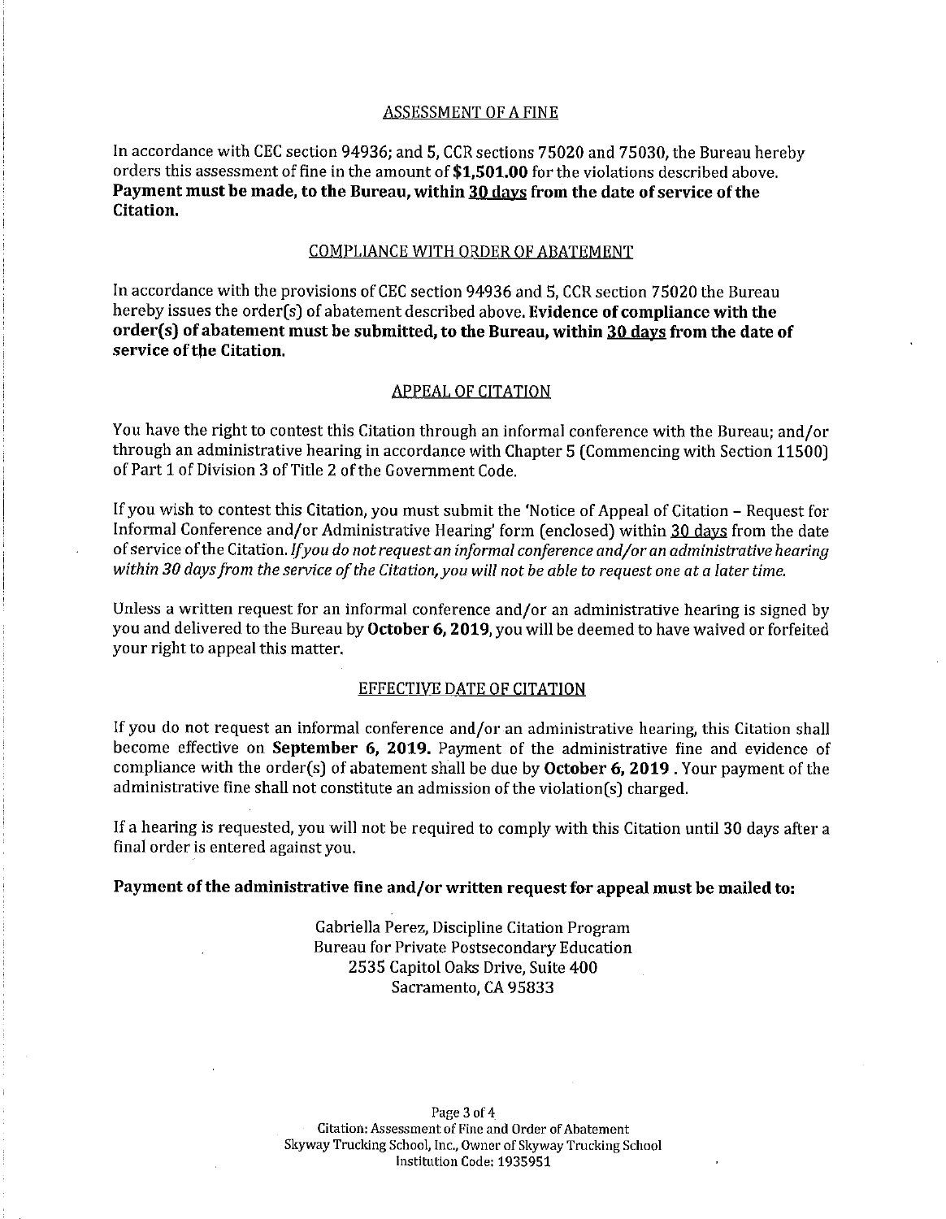## ASSESSMENT OF A FINE

In accordance with CEC section 94936; and 5, CCR sections 75020 and 75030, the Bureau hereby orders this assessment of fine in the amount of **$1,501.00** for the violations described above. **Payment must be made, to the Bureau, within 30 days from the date of service of the Citation.**

## COMPLIANCE WITH ORDER OF ABATEMENT

In accordance with the provisions of CEC section 94936 and 5, CCR section 75020 the Bureau hereby issues the order(s) of abatement described above. **Evidence of compliance with the order(s) of abatement must be submitted, to the Bureau, within 30 days from the date of service of the Citation.**

## APPEAL OF CITATION

You have the right to contest this Citation through an informal conference with the Bureau; and/or through an administrative hearing in accordance with Chapter 5 (Commencing with Section 11500) of Part 1 of Division 3 of Title 2 of the Government Code.

If you wish to contest this Citation, you must submit the 'Notice of Appeal of Citation – Request for Informal Conference and/or Administrative Hearing' form (enclosed) within 30 days from the date of service of the Citation. *If you do not request an informal conference and/or an administrative hearing within 30 days from the service of the Citation, you will not be able to request one at a later time.*

Unless a written request for an informal conference and/or an administrative hearing is signed by you and delivered to the Bureau by **October 6, 2019**, you will be deemed to have waived or forfeited your right to appeal this matter.

## EFFECTIVE DATE OF CITATION

If you do not request an informal conference and/or an administrative hearing, this Citation shall become effective on **September 6, 2019.** Payment of the administrative fine and evidence of compliance with the order(s) of abatement shall be due by **October 6, 2019** . Your payment of the administrative fine shall not constitute an admission of the violation(s) charged.

If a hearing is requested, you will not be required to comply with this Citation until 30 days after a final order is entered against you.

**Payment of the administrative fine and/or written request for appeal must be mailed to:**

Gabriella Perez, Discipline Citation Program
Bureau for Private Postsecondary Education
2535 Capitol Oaks Drive, Suite 400
Sacramento, CA 95833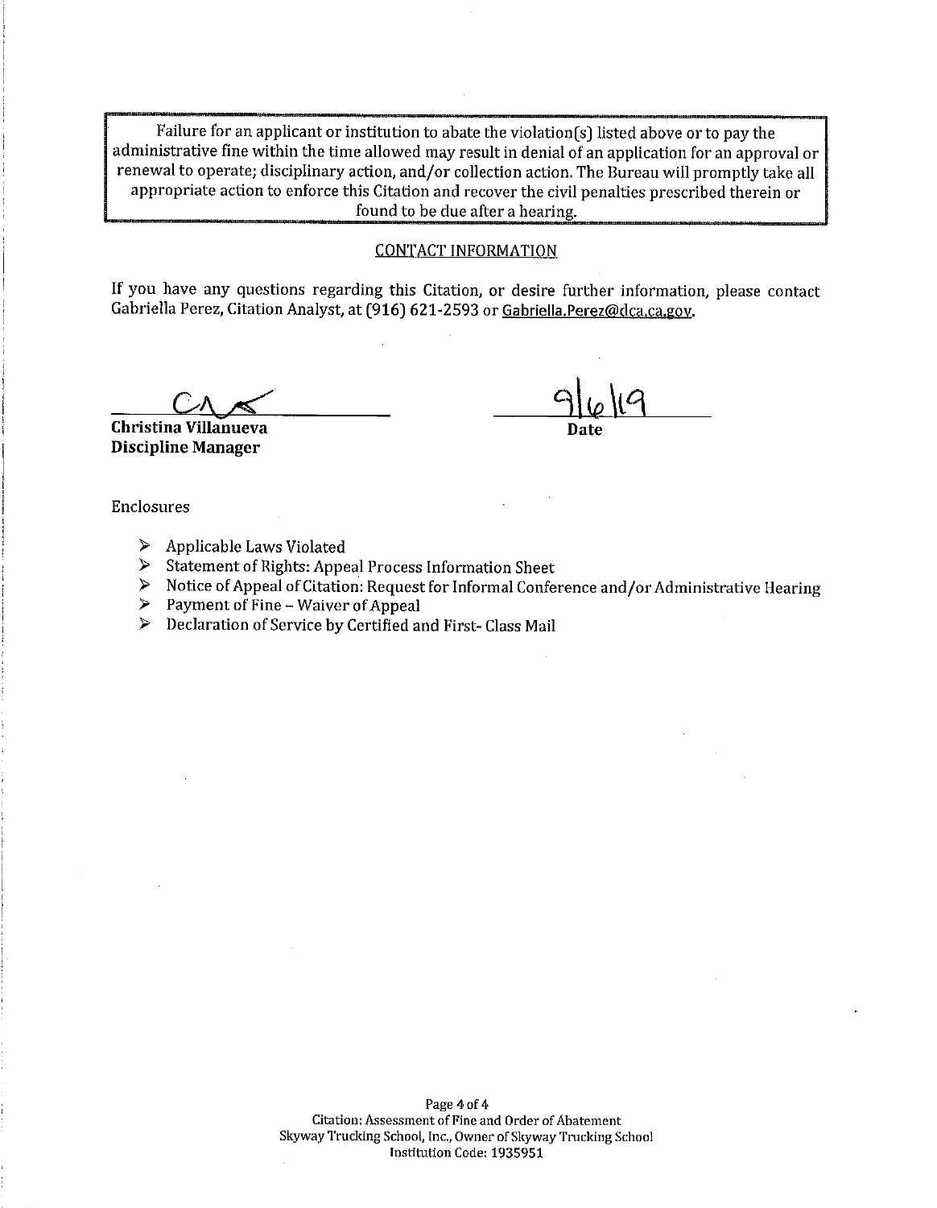Failure for an applicant or institution to abate the violation(s) listed above or to pay the administrative fine within the time allowed may result in denial of an application for an approval or renewal to operate; disciplinary action, and/or collection action. The Bureau will promptly take all appropriate action to enforce this Citation and recover the civil penalties prescribed therein or found to be due after a hearing.

## CONTACT INFORMATION

If you have any questions regarding this Citation, or desire further information, please contact Gabriella Perez, Citation Analyst, at (916) 621-2593 or Gabriella.Perez@dca.ca.gov.

CV

**Christina Villanueva**
**Discipline Manager**

9/6/19
**Date**

Enclosures

- Applicable Laws Violated
- Statement of Rights: Appeal Process Information Sheet
- Notice of Appeal of Citation: Request for Informal Conference and/or Administrative Hearing
- Payment of Fine – Waiver of Appeal
- Declaration of Service by Certified and First- Class Mail